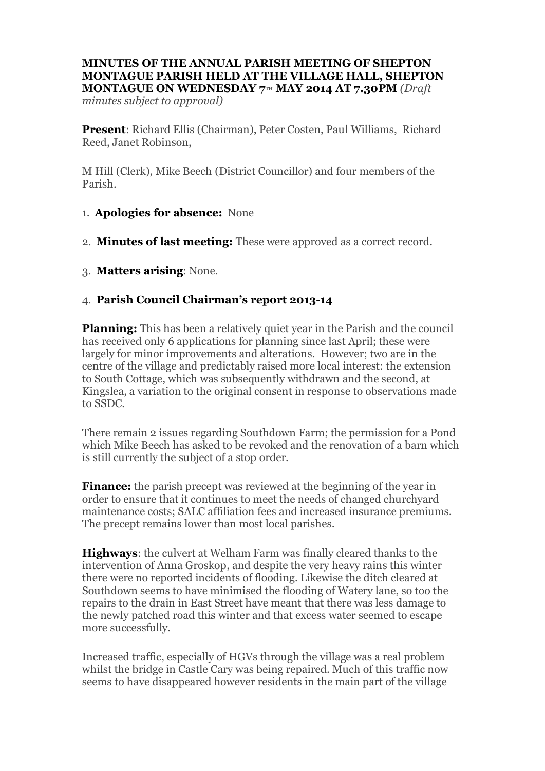**MINUTES OF THE ANNUAL PARISH MEETING OF SHEPTON MONTAGUE PARISH HELD AT THE VILLAGE HALL, SHEPTON MONTAGUE ON WEDNESDAY 7TH MAY 2014 AT 7.30PM** *(Draft minutes subject to approval)*

**Present**: Richard Ellis (Chairman), Peter Costen, Paul Williams, Richard Reed, Janet Robinson,

M Hill (Clerk), Mike Beech (District Councillor) and four members of the Parish.

1. **Apologies for absence:** None
2. **Minutes of last meeting:** These were approved as a correct record.
3. **Matters arising**: None.
4. **Parish Council Chairman's report 2013-14**

**Planning:** This has been a relatively quiet year in the Parish and the council has received only 6 applications for planning since last April; these were largely for minor improvements and alterations. However; two are in the centre of the village and predictably raised more local interest: the extension to South Cottage, which was subsequently withdrawn and the second, at Kingslea, a variation to the original consent in response to observations made to SSDC.

There remain 2 issues regarding Southdown Farm; the permission for a Pond which Mike Beech has asked to be revoked and the renovation of a barn which is still currently the subject of a stop order.

**Finance:** the parish precept was reviewed at the beginning of the year in order to ensure that it continues to meet the needs of changed churchyard maintenance costs; SALC affiliation fees and increased insurance premiums. The precept remains lower than most local parishes.

**Highways**: the culvert at Welham Farm was finally cleared thanks to the intervention of Anna Groskop, and despite the very heavy rains this winter there were no reported incidents of flooding. Likewise the ditch cleared at Southdown seems to have minimised the flooding of Watery lane, so too the repairs to the drain in East Street have meant that there was less damage to the newly patched road this winter and that excess water seemed to escape more successfully.

Increased traffic, especially of HGVs through the village was a real problem whilst the bridge in Castle Cary was being repaired. Much of this traffic now seems to have disappeared however residents in the main part of the village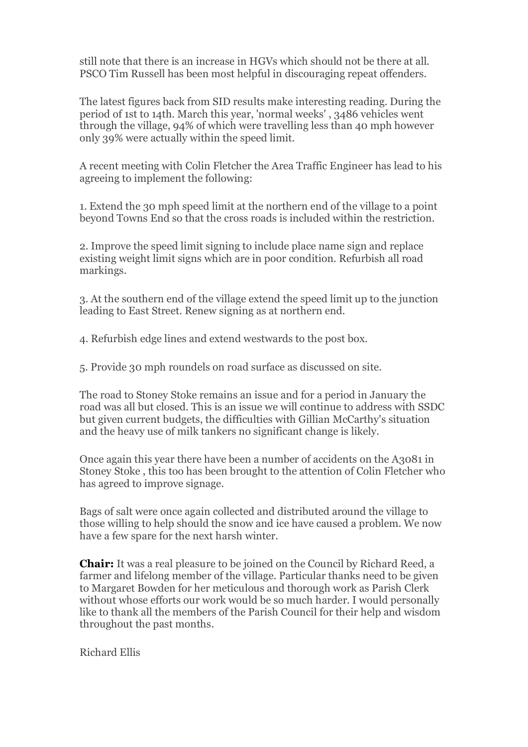still note that there is an increase in HGVs which should not be there at all. PSCO Tim Russell has been most helpful in discouraging repeat offenders.

The latest figures back from SID results make interesting reading. During the period of 1st to 14th. March this year, 'normal weeks' , 3486 vehicles went through the village, 94% of which were travelling less than 40 mph however only 39% were actually within the speed limit.

A recent meeting with Colin Fletcher the Area Traffic Engineer has lead to his agreeing to implement the following:

1. Extend the 30 mph speed limit at the northern end of the village to a point beyond Towns End so that the cross roads is included within the restriction.

2. Improve the speed limit signing to include place name sign and replace existing weight limit signs which are in poor condition. Refurbish all road markings.

3. At the southern end of the village extend the speed limit up to the junction leading to East Street. Renew signing as at northern end.

4. Refurbish edge lines and extend westwards to the post box.

5. Provide 30 mph roundels on road surface as discussed on site.

The road to Stoney Stoke remains an issue and for a period in January the road was all but closed. This is an issue we will continue to address with SSDC but given current budgets, the difficulties with Gillian McCarthy's situation and the heavy use of milk tankers no significant change is likely.

Once again this year there have been a number of accidents on the A3081 in Stoney Stoke , this too has been brought to the attention of Colin Fletcher who has agreed to improve signage.

Bags of salt were once again collected and distributed around the village to those willing to help should the snow and ice have caused a problem. We now have a few spare for the next harsh winter.

**Chair:** It was a real pleasure to be joined on the Council by Richard Reed, a farmer and lifelong member of the village. Particular thanks need to be given to Margaret Bowden for her meticulous and thorough work as Parish Clerk without whose efforts our work would be so much harder. I would personally like to thank all the members of the Parish Council for their help and wisdom throughout the past months.

Richard Ellis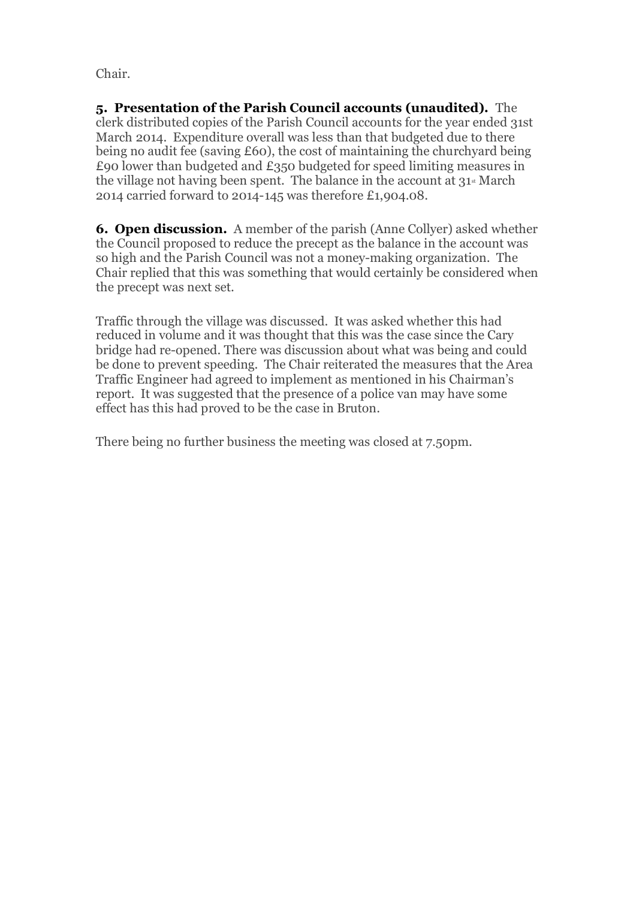Chair.

**5. Presentation of the Parish Council accounts (unaudited).** The clerk distributed copies of the Parish Council accounts for the year ended 31st March 2014. Expenditure overall was less than that budgeted due to there being no audit fee (saving £60), the cost of maintaining the churchyard being £90 lower than budgeted and £350 budgeted for speed limiting measures in the village not having been spent. The balance in the account at 31st March 2014 carried forward to 2014-145 was therefore £1,904.08.

**6. Open discussion.** A member of the parish (Anne Collyer) asked whether the Council proposed to reduce the precept as the balance in the account was so high and the Parish Council was not a money-making organization. The Chair replied that this was something that would certainly be considered when the precept was next set.

Traffic through the village was discussed. It was asked whether this had reduced in volume and it was thought that this was the case since the Cary bridge had re-opened. There was discussion about what was being and could be done to prevent speeding. The Chair reiterated the measures that the Area Traffic Engineer had agreed to implement as mentioned in his Chairman's report. It was suggested that the presence of a police van may have some effect has this had proved to be the case in Bruton.

There being no further business the meeting was closed at 7.50pm.